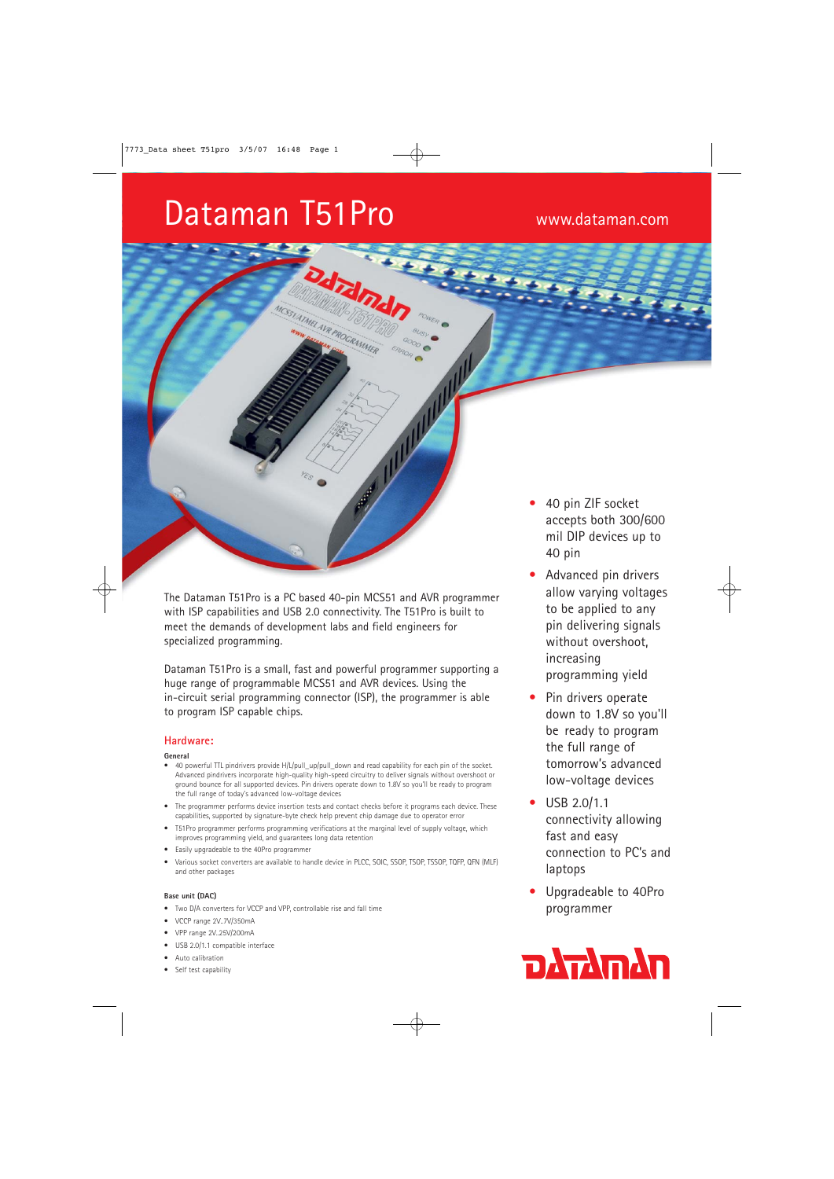# Dataman T51Pro

www.dataman.com

- 40 pin ZIF socket accepts both 300/600 mil DIP devices up to 40 pin
- Advanced pin drivers allow varying voltages to be applied to any pin delivering signals without overshoot, increasing programming yield
- Pin drivers operate down to 1.8V so you'll be ready to program the full range of tomorrow's advanced low-voltage devices
- USB 2.0/1.1 connectivity allowing fast and easy connection to PC's and laptops
- Upgradeable to 40Pro programmer

The Dataman T51Pro is a PC based 40-pin MCS51 and AVR programmer with ISP capabilities and USB 2.0 connectivity. The T51Pro is built to meet the demands of development labs and field engineers for specialized programming.

Dataman T51Pro is a small, fast and powerful programmer supporting a huge range of programmable MCS51 and AVR devices. Using the in-circuit serial programming connector (ISP), the programmer is able to program ISP capable chips.

## Hardware:

### General

- 40 powerful TTL pindrivers provide H/L/pull_up/pull_down and read capability for each pin of the socket. Advanced pindrivers incorporate high-quality high-speed circuitry to deliver signals without overshoot or ground bounce for all supported devices. Pin drivers operate down to 1.8V so you'll be ready to program the full range of today's advanced low-voltage devices
- The programmer performs device insertion tests and contact checks before it programs each device. These capabilities, supported by signature-byte check help prevent chip damage due to operator error
- T51Pro programmer performs programming verifications at the marginal level of supply voltage, which improves programming yield, and guarantees long data retention
- Easily upgradeable to the 40Pro programmer
- Various socket converters are available to handle device in PLCC, SOIC, SSOP, TSOP, TSSOP, TQFP, QFN (MLF) and other packages

### Base unit (DAC)

- Two D/A converters for VCCP and VPP, controllable rise and fall time
- VCCP range 2V..7V/350mA
- VPP range 2V..25V/200mA
- USB 2.0/1.1 compatible interface
- Auto calibration
- Self test capability

DATAMAN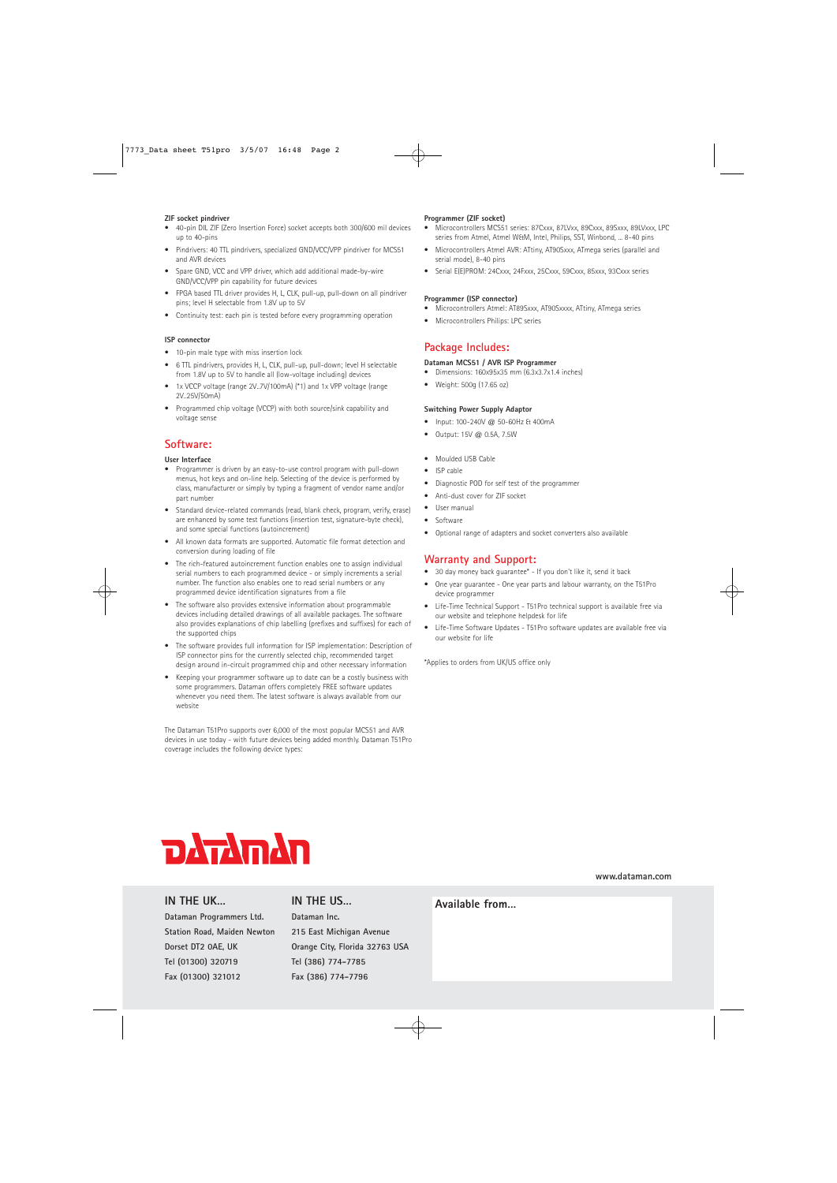**ZIF socket pindriver**

- 40-pin DIL ZIF (Zero Insertion Force) socket accepts both 300/600 mil devices up to 40-pins
- Pindrivers: 40 TTL pindrivers, specialized GND/VCC/VPP pindriver for MCS51 and AVR devices
- Spare GND, VCC and VPP driver, which add additional made-by-wire GND/VCC/VPP pin capability for future devices
- FPGA based TTL driver provides H, L, CLK, pull-up, pull-down on all pindriver pins; level H selectable from 1.8V up to 5V
- Continuity test: each pin is tested before every programming operation

**ISP connector**

- 10-pin male type with miss insertion lock
- 6 TTL pindrivers, provides H, L, CLK, pull-up, pull-down; level H selectable from 1.8V up to 5V to handle all (low-voltage including) devices
- 1x VCCP voltage (range 2V..7V/100mA) (*1) and 1x VPP voltage (range 2V..25V/50mA)
- Programmed chip voltage (VCCP) with both source/sink capability and voltage sense

## Software:

**User Interface**

- Programmer is driven by an easy-to-use control program with pull-down menus, hot keys and on-line help. Selecting of the device is performed by class, manufacturer or simply by typing a fragment of vendor name and/or part number
- Standard device-related commands (read, blank check, program, verify, erase) are enhanced by some test functions (insertion test, signature-byte check), and some special functions (autoincrement)
- All known data formats are supported. Automatic file format detection and conversion during loading of file
- The rich-featured autoincrement function enables one to assign individual serial numbers to each programmed device - or simply increments a serial number. The function also enables one to read serial numbers or any programmed device identification signatures from a file
- The software also provides extensive information about programmable devices including detailed drawings of all available packages. The software also provides explanations of chip labelling (prefixes and suffixes) for each of the supported chips
- The software provides full information for ISP implementation: Description of ISP connector pins for the currently selected chip, recommended target design around in-circuit programmed chip and other necessary information
- Keeping your programmer software up to date can be a costly business with some programmers. Dataman offers completely FREE software updates whenever you need them. The latest software is always available from our website

The Dataman T51Pro supports over 6,000 of the most popular MCS51 and AVR devices in use today - with future devices being added monthly. Dataman T51Pro coverage includes the following device types:

**Programmer (ZIF socket)**

- Microcontrollers MCS51 series: 87Cxxx, 87LVxx, 89Cxxx, 89Sxxx, 89LVxxx, LPC series from Atmel, Atmel W&M, Intel, Philips, SST, Winbond, ... 8-40 pins
- Microcontrollers Atmel AVR: ATtiny, AT90Sxxx, ATmega series (parallel and serial mode), 8-40 pins
- Serial E(E)PROM: 24Cxxx, 24Fxxx, 25Cxxx, 59Cxxx, 85xxx, 93Cxxx series

**Programmer (ISP connector)**

- Microcontrollers Atmel: AT89Sxxx, AT90Sxxxx, ATtiny, ATmega series
- Microcontrollers Philips: LPC series

## Package Includes:

**Dataman MCS51 / AVR ISP Programmer**

- Dimensions: 160x95x35 mm (6.3x3.7x1.4 inches)
- Weight: 500g (17.65 oz)

**Switching Power Supply Adaptor**

- Input: 100-240V @ 50-60Hz & 400mA
- Output: 15V @ 0.5A, 7.5W

- Moulded USB Cable
- ISP cable
- Diagnostic POD for self test of the programmer
- Anti-dust cover for ZIF socket
- User manual
- Software
- Optional range of adapters and socket converters also available

## Warranty and Support:

- 30 day money back guarantee* - If you don't like it, send it back
- One year guarantee - One year parts and labour warranty, on the T51Pro device programmer
- Life-Time Technical Support - T51Pro technical support is available free via our website and telephone helpdesk for life
- Life-Time Software Updates - T51Pro software updates are available free via our website for life

*Applies to orders from UK/US office only

DATAMAN

www.dataman.com

**IN THE UK...**

Dataman Programmers Ltd.
Station Road, Maiden Newton
Dorset DT2 0AE, UK
Tel (01300) 320719
Fax (01300) 321012

**IN THE US...**

Dataman Inc.
215 East Michigan Avenue
Orange City, Florida 32763 USA
Tel (386) 774-7785
Fax (386) 774-7796

**Available from...**